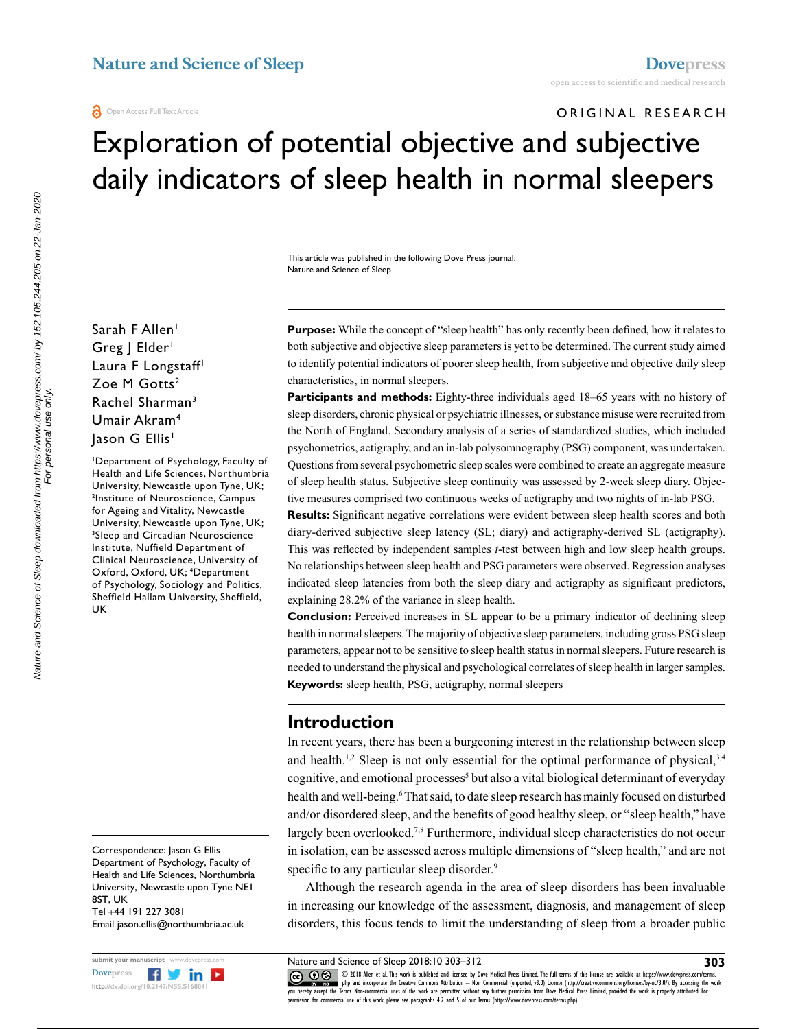ORIGINAL RESEARCH

# Exploration of potential objective and subjective daily indicators of sleep health in normal sleepers

This article was published in the following Dove Press journal:
Nature and Science of Sleep

Sarah F Allen[1]
Greg J Elder[1]
Laura F Longstaff[1]
Zoe M Gotts[2]
Rachel Sharman[3]
Umair Akram[4]
Jason G Ellis[1]

[1]Department of Psychology, Faculty of Health and Life Sciences, Northumbria University, Newcastle upon Tyne, UK; [2]Institute of Neuroscience, Campus for Ageing and Vitality, Newcastle University, Newcastle upon Tyne, UK; [3]Sleep and Circadian Neuroscience Institute, Nuffield Department of Clinical Neuroscience, University of Oxford, Oxford, UK; [4]Department of Psychology, Sociology and Politics, Sheffield Hallam University, Sheffield, UK

Correspondence: Jason G Ellis
Department of Psychology, Faculty of Health and Life Sciences, Northumbria University, Newcastle upon Tyne NE1 8ST, UK
Tel +44 191 227 3081
Email jason.ellis@northumbria.ac.uk

**Purpose:** While the concept of "sleep health" has only recently been defined, how it relates to both subjective and objective sleep parameters is yet to be determined. The current study aimed to identify potential indicators of poorer sleep health, from subjective and objective daily sleep characteristics, in normal sleepers.

**Participants and methods:** Eighty-three individuals aged 18–65 years with no history of sleep disorders, chronic physical or psychiatric illnesses, or substance misuse were recruited from the North of England. Secondary analysis of a series of standardized studies, which included psychometrics, actigraphy, and an in-lab polysomnography (PSG) component, was undertaken. Questions from several psychometric sleep scales were combined to create an aggregate measure of sleep health status. Subjective sleep continuity was assessed by 2-week sleep diary. Objective measures comprised two continuous weeks of actigraphy and two nights of in-lab PSG.

**Results:** Significant negative correlations were evident between sleep health scores and both diary-derived subjective sleep latency (SL; diary) and actigraphy-derived SL (actigraphy). This was reflected by independent samples *t*-test between high and low sleep health groups. No relationships between sleep health and PSG parameters were observed. Regression analyses indicated sleep latencies from both the sleep diary and actigraphy as significant predictors, explaining 28.2% of the variance in sleep health.

**Conclusion:** Perceived increases in SL appear to be a primary indicator of declining sleep health in normal sleepers. The majority of objective sleep parameters, including gross PSG sleep parameters, appear not to be sensitive to sleep health status in normal sleepers. Future research is needed to understand the physical and psychological correlates of sleep health in larger samples.

**Keywords:** sleep health, PSG, actigraphy, normal sleepers

## Introduction

In recent years, there has been a burgeoning interest in the relationship between sleep and health.[1,2] Sleep is not only essential for the optimal performance of physical,[3,4] cognitive, and emotional processes[5] but also a vital biological determinant of everyday health and well-being.[6] That said, to date sleep research has mainly focused on disturbed and/or disordered sleep, and the benefits of good healthy sleep, or "sleep health," have largely been overlooked.[7,8] Furthermore, individual sleep characteristics do not occur in isolation, can be assessed across multiple dimensions of "sleep health," and are not specific to any particular sleep disorder.[9]

Although the research agenda in the area of sleep disorders has been invaluable in increasing our knowledge of the assessment, diagnosis, and management of sleep disorders, this focus tends to limit the understanding of sleep from a broader public

© 2018 Allen et al. This work is published and licensed by Dove Medical Press Limited. The full terms of this license are available at https://www.dovepress.com/terms.php and incorporate the Creative Commons Attribution – Non Commercial (unported, v3.0) License (http://creativecommons.org/licenses/by-nc/3.0/). By accessing the work you hereby accept the Terms. Non-commercial uses of the work are permitted without any further permission from Dove Medical Press Limited, provided the work is properly attributed. For permission for commercial use of this work, please see paragraphs 4.2 and 5 of our Terms (https://www.dovepress.com/terms.php).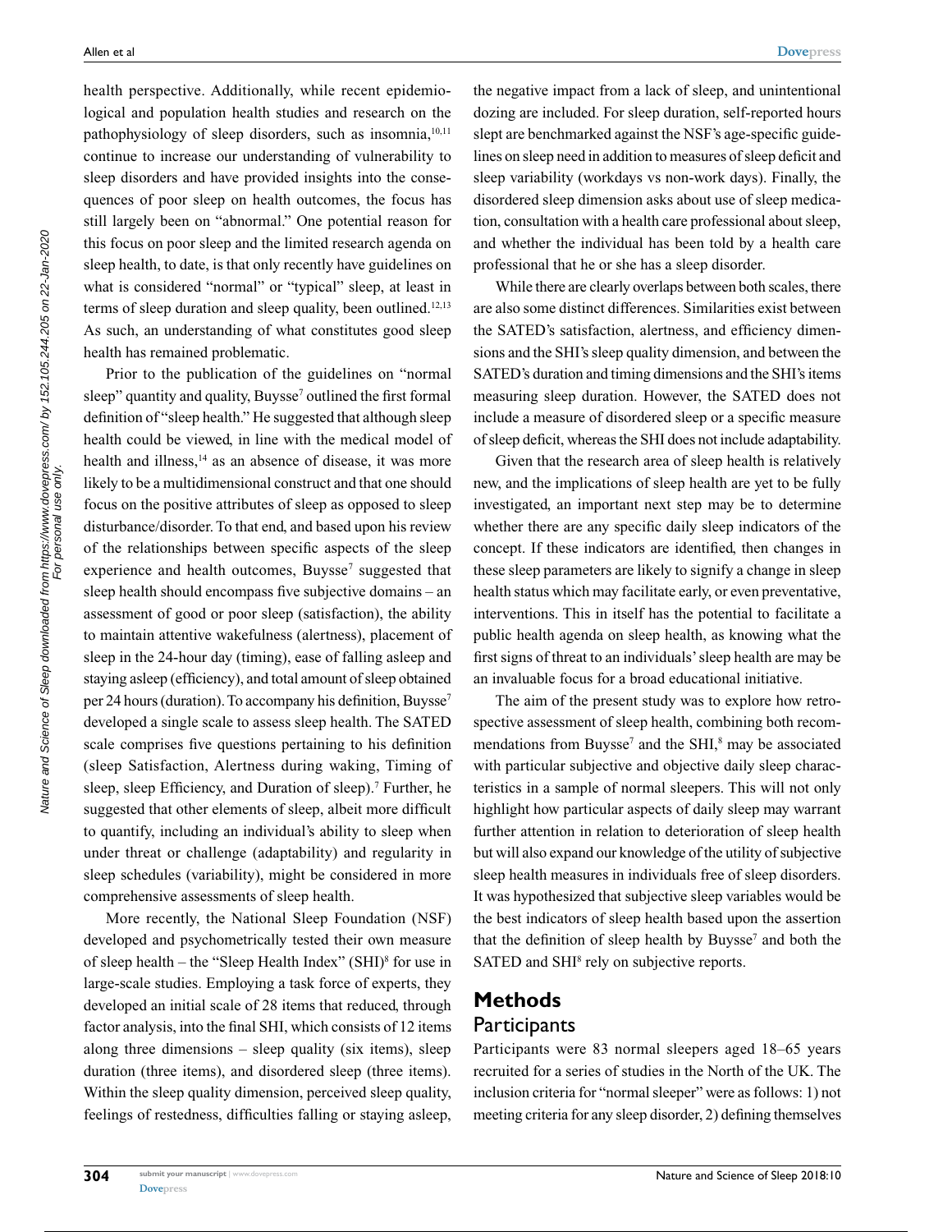health perspective. Additionally, while recent epidemiological and population health studies and research on the pathophysiology of sleep disorders, such as insomnia,[10,11] continue to increase our understanding of vulnerability to sleep disorders and have provided insights into the consequences of poor sleep on health outcomes, the focus has still largely been on "abnormal." One potential reason for this focus on poor sleep and the limited research agenda on sleep health, to date, is that only recently have guidelines on what is considered "normal" or "typical" sleep, at least in terms of sleep duration and sleep quality, been outlined.[12,13] As such, an understanding of what constitutes good sleep health has remained problematic.

Prior to the publication of the guidelines on "normal sleep" quantity and quality, Buysse[7] outlined the first formal definition of "sleep health." He suggested that although sleep health could be viewed, in line with the medical model of health and illness,[14] as an absence of disease, it was more likely to be a multidimensional construct and that one should focus on the positive attributes of sleep as opposed to sleep disturbance/disorder. To that end, and based upon his review of the relationships between specific aspects of the sleep experience and health outcomes, Buysse[7] suggested that sleep health should encompass five subjective domains – an assessment of good or poor sleep (satisfaction), the ability to maintain attentive wakefulness (alertness), placement of sleep in the 24-hour day (timing), ease of falling asleep and staying asleep (efficiency), and total amount of sleep obtained per 24 hours (duration). To accompany his definition, Buysse[7] developed a single scale to assess sleep health. The SATED scale comprises five questions pertaining to his definition (sleep Satisfaction, Alertness during waking, Timing of sleep, sleep Efficiency, and Duration of sleep).[7] Further, he suggested that other elements of sleep, albeit more difficult to quantify, including an individual's ability to sleep when under threat or challenge (adaptability) and regularity in sleep schedules (variability), might be considered in more comprehensive assessments of sleep health.

More recently, the National Sleep Foundation (NSF) developed and psychometrically tested their own measure of sleep health – the "Sleep Health Index" (SHI)[8] for use in large-scale studies. Employing a task force of experts, they developed an initial scale of 28 items that reduced, through factor analysis, into the final SHI, which consists of 12 items along three dimensions – sleep quality (six items), sleep duration (three items), and disordered sleep (three items). Within the sleep quality dimension, perceived sleep quality, feelings of restedness, difficulties falling or staying asleep, the negative impact from a lack of sleep, and unintentional dozing are included. For sleep duration, self-reported hours slept are benchmarked against the NSF's age-specific guidelines on sleep need in addition to measures of sleep deficit and sleep variability (workdays vs non-work days). Finally, the disordered sleep dimension asks about use of sleep medication, consultation with a health care professional about sleep, and whether the individual has been told by a health care professional that he or she has a sleep disorder.

While there are clearly overlaps between both scales, there are also some distinct differences. Similarities exist between the SATED's satisfaction, alertness, and efficiency dimensions and the SHI's sleep quality dimension, and between the SATED's duration and timing dimensions and the SHI's items measuring sleep duration. However, the SATED does not include a measure of disordered sleep or a specific measure of sleep deficit, whereas the SHI does not include adaptability.

Given that the research area of sleep health is relatively new, and the implications of sleep health are yet to be fully investigated, an important next step may be to determine whether there are any specific daily sleep indicators of the concept. If these indicators are identified, then changes in these sleep parameters are likely to signify a change in sleep health status which may facilitate early, or even preventative, interventions. This in itself has the potential to facilitate a public health agenda on sleep health, as knowing what the first signs of threat to an individuals' sleep health are may be an invaluable focus for a broad educational initiative.

The aim of the present study was to explore how retrospective assessment of sleep health, combining both recommendations from Buysse[7] and the SHI,[8] may be associated with particular subjective and objective daily sleep characteristics in a sample of normal sleepers. This will not only highlight how particular aspects of daily sleep may warrant further attention in relation to deterioration of sleep health but will also expand our knowledge of the utility of subjective sleep health measures in individuals free of sleep disorders. It was hypothesized that subjective sleep variables would be the best indicators of sleep health based upon the assertion that the definition of sleep health by Buysse[7] and both the SATED and SHI[8] rely on subjective reports.

# Methods

## Participants

Participants were 83 normal sleepers aged 18–65 years recruited for a series of studies in the North of the UK. The inclusion criteria for "normal sleeper" were as follows: 1) not meeting criteria for any sleep disorder, 2) defining themselves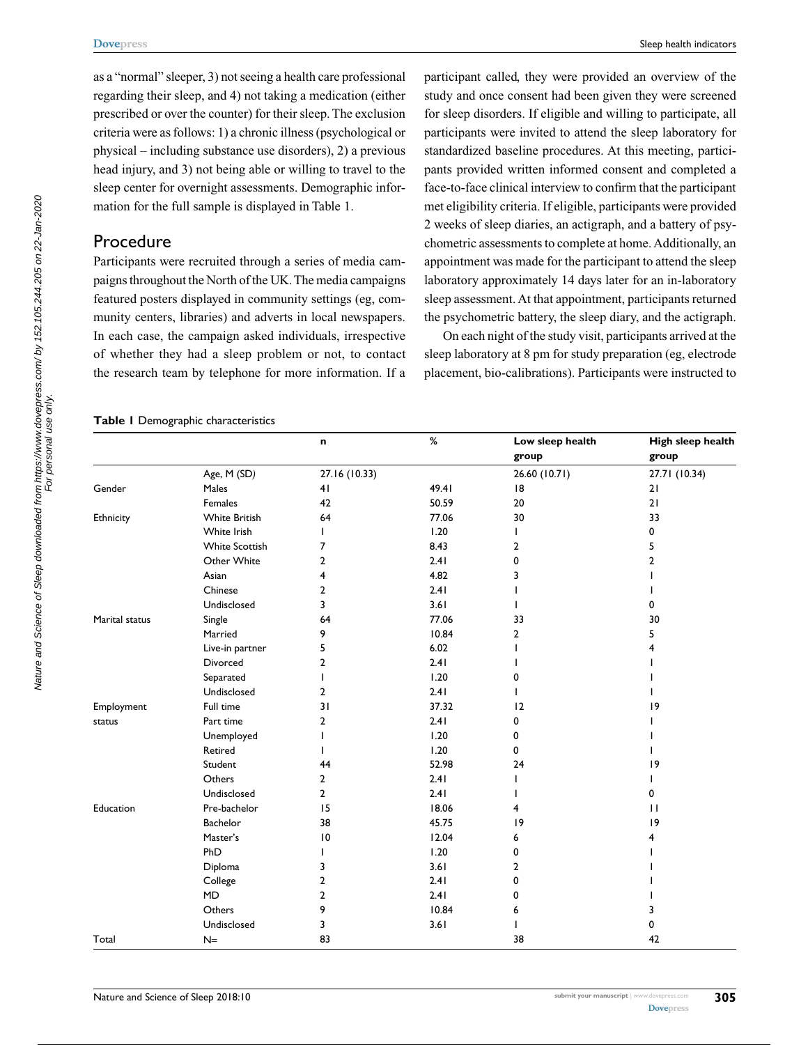as a "normal" sleeper, 3) not seeing a health care professional regarding their sleep, and 4) not taking a medication (either prescribed or over the counter) for their sleep. The exclusion criteria were as follows: 1) a chronic illness (psychological or physical – including substance use disorders), 2) a previous head injury, and 3) not being able or willing to travel to the sleep center for overnight assessments. Demographic information for the full sample is displayed in Table 1.

## Procedure

Participants were recruited through a series of media campaigns throughout the North of the UK. The media campaigns featured posters displayed in community settings (eg, community centers, libraries) and adverts in local newspapers. In each case, the campaign asked individuals, irrespective of whether they had a sleep problem or not, to contact the research team by telephone for more information. If a participant called, they were provided an overview of the study and once consent had been given they were screened for sleep disorders. If eligible and willing to participate, all participants were invited to attend the sleep laboratory for standardized baseline procedures. At this meeting, participants provided written informed consent and completed a face-to-face clinical interview to confirm that the participant met eligibility criteria. If eligible, participants were provided 2 weeks of sleep diaries, an actigraph, and a battery of psychometric assessments to complete at home. Additionally, an appointment was made for the participant to attend the sleep laboratory approximately 14 days later for an in-laboratory sleep assessment. At that appointment, participants returned the psychometric battery, the sleep diary, and the actigraph.

On each night of the study visit, participants arrived at the sleep laboratory at 8 pm for study preparation (eg, electrode placement, bio-calibrations). Participants were instructed to

**Table 1** Demographic characteristics

| | | n | % | Low sleep health group | High sleep health group |
|---|---|---|---|---|---|
| | Age, M (SD) | 27.16 (10.33) | | 26.60 (10.71) | 27.71 (10.34) |
| Gender | Males | 41 | 49.41 | 18 | 21 |
| | Females | 42 | 50.59 | 20 | 21 |
| Ethnicity | White British | 64 | 77.06 | 30 | 33 |
| | White Irish | 1 | 1.20 | 1 | 0 |
| | White Scottish | 7 | 8.43 | 2 | 5 |
| | Other White | 2 | 2.41 | 0 | 2 |
| | Asian | 4 | 4.82 | 3 | 1 |
| | Chinese | 2 | 2.41 | 1 | 1 |
| | Undisclosed | 3 | 3.61 | 1 | 0 |
| Marital status | Single | 64 | 77.06 | 33 | 30 |
| | Married | 9 | 10.84 | 2 | 5 |
| | Live-in partner | 5 | 6.02 | 1 | 4 |
| | Divorced | 2 | 2.41 | 1 | 1 |
| | Separated | 1 | 1.20 | 0 | 1 |
| | Undisclosed | 2 | 2.41 | 1 | 1 |
| Employment status | Full time | 31 | 37.32 | 12 | 19 |
| | Part time | 2 | 2.41 | 0 | 1 |
| | Unemployed | 1 | 1.20 | 0 | 1 |
| | Retired | 1 | 1.20 | 0 | 1 |
| | Student | 44 | 52.98 | 24 | 19 |
| | Others | 2 | 2.41 | 1 | 1 |
| | Undisclosed | 2 | 2.41 | 1 | 0 |
| Education | Pre-bachelor | 15 | 18.06 | 4 | 11 |
| | Bachelor | 38 | 45.75 | 19 | 19 |
| | Master's | 10 | 12.04 | 6 | 4 |
| | PhD | 1 | 1.20 | 0 | 1 |
| | Diploma | 3 | 3.61 | 2 | 1 |
| | College | 2 | 2.41 | 0 | 1 |
| | MD | 2 | 2.41 | 0 | 1 |
| | Others | 9 | 10.84 | 6 | 3 |
| | Undisclosed | 3 | 3.61 | 1 | 0 |
| Total | N= | 83 | | 38 | 42 |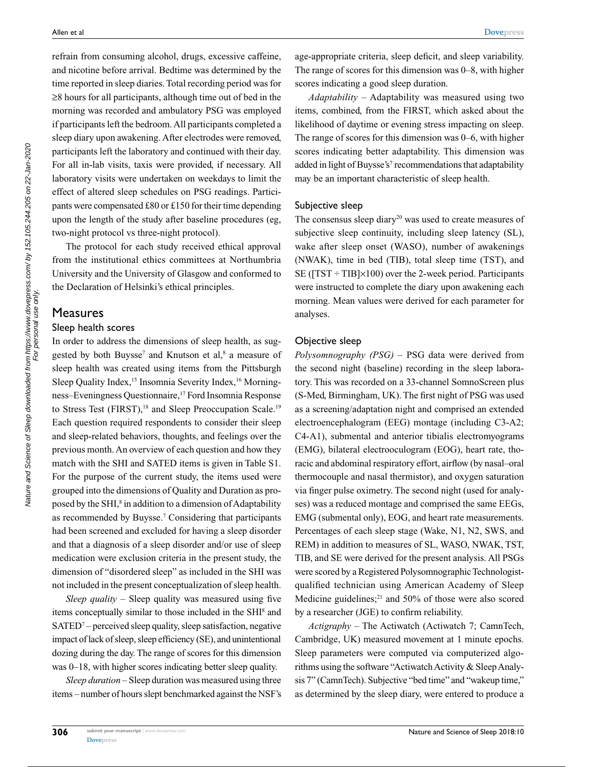refrain from consuming alcohol, drugs, excessive caffeine, and nicotine before arrival. Bedtime was determined by the time reported in sleep diaries. Total recording period was for ≥8 hours for all participants, although time out of bed in the morning was recorded and ambulatory PSG was employed if participants left the bedroom. All participants completed a sleep diary upon awakening. After electrodes were removed, participants left the laboratory and continued with their day. For all in-lab visits, taxis were provided, if necessary. All laboratory visits were undertaken on weekdays to limit the effect of altered sleep schedules on PSG readings. Participants were compensated £80 or £150 for their time depending upon the length of the study after baseline procedures (eg, two-night protocol vs three-night protocol).

The protocol for each study received ethical approval from the institutional ethics committees at Northumbria University and the University of Glasgow and conformed to the Declaration of Helsinki's ethical principles.

## Measures

### Sleep health scores

In order to address the dimensions of sleep health, as suggested by both Buysse[7] and Knutson et al,[8] a measure of sleep health was created using items from the Pittsburgh Sleep Quality Index,[15] Insomnia Severity Index,[16] Morningness–Eveningness Questionnaire,[17] Ford Insomnia Response to Stress Test (FIRST),[18] and Sleep Preoccupation Scale.[19] Each question required respondents to consider their sleep and sleep-related behaviors, thoughts, and feelings over the previous month. An overview of each question and how they match with the SHI and SATED items is given in Table S1. For the purpose of the current study, the items used were grouped into the dimensions of Quality and Duration as proposed by the SHI,[8] in addition to a dimension of Adaptability as recommended by Buysse.[7] Considering that participants had been screened and excluded for having a sleep disorder and that a diagnosis of a sleep disorder and/or use of sleep medication were exclusion criteria in the present study, the dimension of "disordered sleep" as included in the SHI was not included in the present conceptualization of sleep health.

*Sleep quality* – Sleep quality was measured using five items conceptually similar to those included in the SHI[8] and SATED[7] – perceived sleep quality, sleep satisfaction, negative impact of lack of sleep, sleep efficiency (SE), and unintentional dozing during the day. The range of scores for this dimension was 0–18, with higher scores indicating better sleep quality.

*Sleep duration* – Sleep duration was measured using three items – number of hours slept benchmarked against the NSF's age-appropriate criteria, sleep deficit, and sleep variability. The range of scores for this dimension was 0–8, with higher scores indicating a good sleep duration.

*Adaptability* – Adaptability was measured using two items, combined, from the FIRST, which asked about the likelihood of daytime or evening stress impacting on sleep. The range of scores for this dimension was 0–6, with higher scores indicating better adaptability. This dimension was added in light of Buysse's[7] recommendations that adaptability may be an important characteristic of sleep health.

### Subjective sleep

The consensus sleep diary[20] was used to create measures of subjective sleep continuity, including sleep latency (SL), wake after sleep onset (WASO), number of awakenings (NWAK), time in bed (TIB), total sleep time (TST), and SE ([TST ÷ TIB]×100) over the 2-week period. Participants were instructed to complete the diary upon awakening each morning. Mean values were derived for each parameter for analyses.

### Objective sleep

*Polysomnography (PSG)* – PSG data were derived from the second night (baseline) recording in the sleep laboratory. This was recorded on a 33-channel SomnoScreen plus (S-Med, Birmingham, UK). The first night of PSG was used as a screening/adaptation night and comprised an extended electroencephalogram (EEG) montage (including C3-A2; C4-A1), submental and anterior tibialis electromyograms (EMG), bilateral electrooculogram (EOG), heart rate, thoracic and abdominal respiratory effort, airflow (by nasal–oral thermocouple and nasal thermistor), and oxygen saturation via finger pulse oximetry. The second night (used for analyses) was a reduced montage and comprised the same EEGs, EMG (submental only), EOG, and heart rate measurements. Percentages of each sleep stage (Wake, N1, N2, SWS, and REM) in addition to measures of SL, WASO, NWAK, TST, TIB, and SE were derived for the present analysis. All PSGs were scored by a Registered Polysomnographic Technologist-qualified technician using American Academy of Sleep Medicine guidelines;[21] and 50% of those were also scored by a researcher (JGE) to confirm reliability.

*Actigraphy* – The Actiwatch (Actiwatch 7; CamnTech, Cambridge, UK) measured movement at 1 minute epochs. Sleep parameters were computed via computerized algorithms using the software "Actiwatch Activity & Sleep Analysis 7" (CamnTech). Subjective "bed time" and "wakeup time," as determined by the sleep diary, were entered to produce a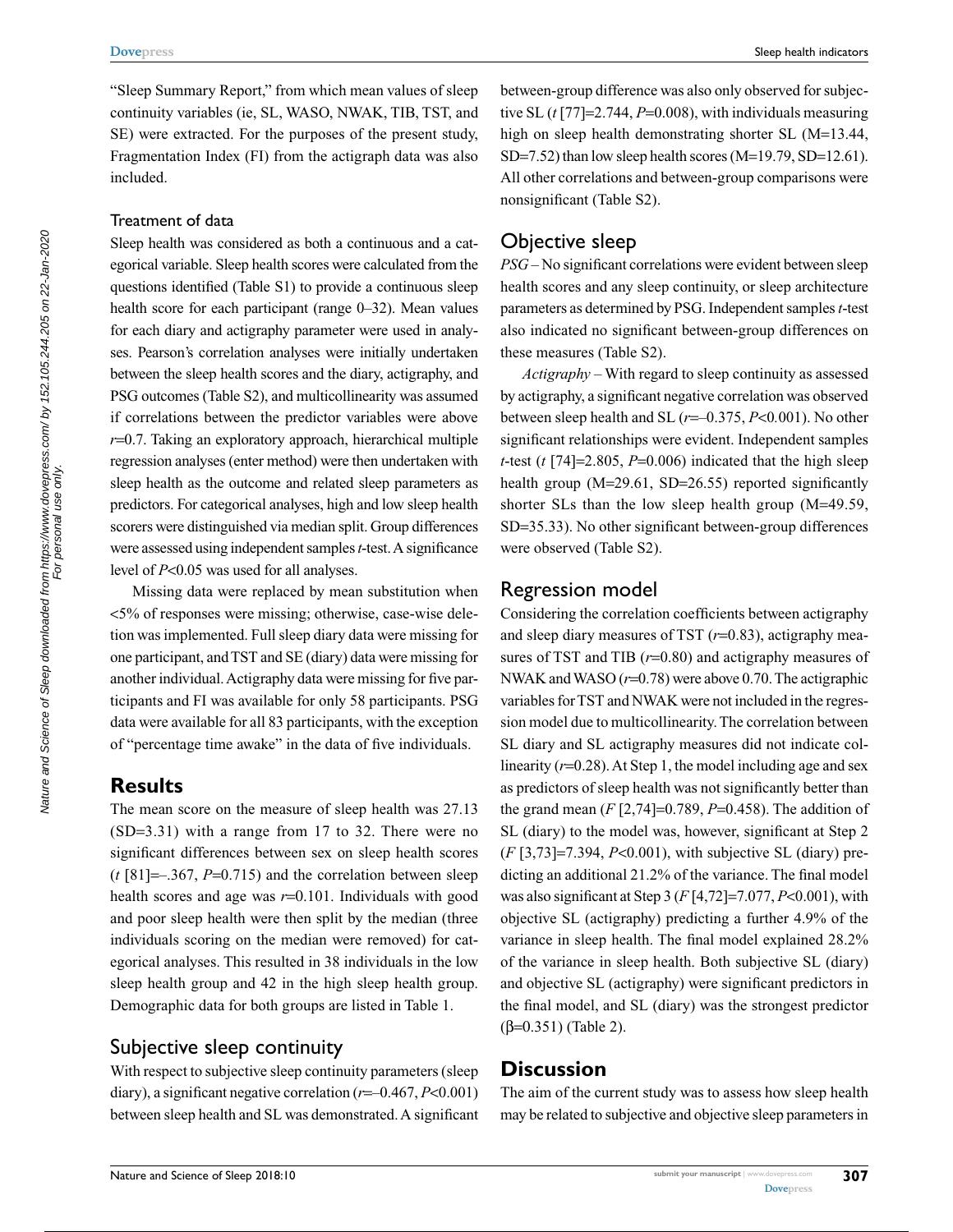"Sleep Summary Report," from which mean values of sleep continuity variables (ie, SL, WASO, NWAK, TIB, TST, and SE) were extracted. For the purposes of the present study, Fragmentation Index (FI) from the actigraph data was also included.

### Treatment of data

Sleep health was considered as both a continuous and a categorical variable. Sleep health scores were calculated from the questions identified (Table S1) to provide a continuous sleep health score for each participant (range 0–32). Mean values for each diary and actigraphy parameter were used in analyses. Pearson's correlation analyses were initially undertaken between the sleep health scores and the diary, actigraphy, and PSG outcomes (Table S2), and multicollinearity was assumed if correlations between the predictor variables were above $r$=0.7. Taking an exploratory approach, hierarchical multiple regression analyses (enter method) were then undertaken with sleep health as the outcome and related sleep parameters as predictors. For categorical analyses, high and low sleep health scorers were distinguished via median split. Group differences were assessed using independent samples $t$-test. A significance level of $P<0.05$ was used for all analyses.

Missing data were replaced by mean substitution when <5% of responses were missing; otherwise, case-wise deletion was implemented. Full sleep diary data were missing for one participant, and TST and SE (diary) data were missing for another individual. Actigraphy data were missing for five participants and FI was available for only 58 participants. PSG data were available for all 83 participants, with the exception of "percentage time awake" in the data of five individuals.

## Results

The mean score on the measure of sleep health was 27.13 (SD=3.31) with a range from 17 to 32. There were no significant differences between sex on sleep health scores ($t$ [81]=–.367, $P$=0.715) and the correlation between sleep health scores and age was $r$=0.101. Individuals with good and poor sleep health were then split by the median (three individuals scoring on the median were removed) for categorical analyses. This resulted in 38 individuals in the low sleep health group and 42 in the high sleep health group. Demographic data for both groups are listed in Table 1.

### Subjective sleep continuity

With respect to subjective sleep continuity parameters (sleep diary), a significant negative correlation ($r$=–0.467, $P<0.001$) between sleep health and SL was demonstrated. A significant between-group difference was also only observed for subjective SL ($t$ [77]=2.744, $P$=0.008), with individuals measuring high on sleep health demonstrating shorter SL (M=13.44, SD=7.52) than low sleep health scores (M=19.79, SD=12.61). All other correlations and between-group comparisons were nonsignificant (Table S2).

### Objective sleep

*PSG* – No significant correlations were evident between sleep health scores and any sleep continuity, or sleep architecture parameters as determined by PSG. Independent samples $t$-test also indicated no significant between-group differences on these measures (Table S2).

*Actigraphy* – With regard to sleep continuity as assessed by actigraphy, a significant negative correlation was observed between sleep health and SL ($r$=–0.375, $P<0.001$). No other significant relationships were evident. Independent samples $t$-test ($t$ [74]=2.805, $P$=0.006) indicated that the high sleep health group (M=29.61, SD=26.55) reported significantly shorter SLs than the low sleep health group (M=49.59, SD=35.33). No other significant between-group differences were observed (Table S2).

### Regression model

Considering the correlation coefficients between actigraphy and sleep diary measures of TST ($r$=0.83), actigraphy measures of TST and TIB ($r$=0.80) and actigraphy measures of NWAK and WASO ($r$=0.78) were above 0.70. The actigraphic variables for TST and NWAK were not included in the regression model due to multicollinearity. The correlation between SL diary and SL actigraphy measures did not indicate collinearity ($r$=0.28). At Step 1, the model including age and sex as predictors of sleep health was not significantly better than the grand mean ($F$ [2,74]=0.789, $P$=0.458). The addition of SL (diary) to the model was, however, significant at Step 2 ($F$ [3,73]=7.394, $P<0.001$), with subjective SL (diary) predicting an additional 21.2% of the variance. The final model was also significant at Step 3 ($F$ [4,72]=7.077, $P<0.001$), with objective SL (actigraphy) predicting a further 4.9% of the variance in sleep health. The final model explained 28.2% of the variance in sleep health. Both subjective SL (diary) and objective SL (actigraphy) were significant predictors in the final model, and SL (diary) was the strongest predictor ($\beta$=0.351) (Table 2).

## Discussion

The aim of the current study was to assess how sleep health may be related to subjective and objective sleep parameters in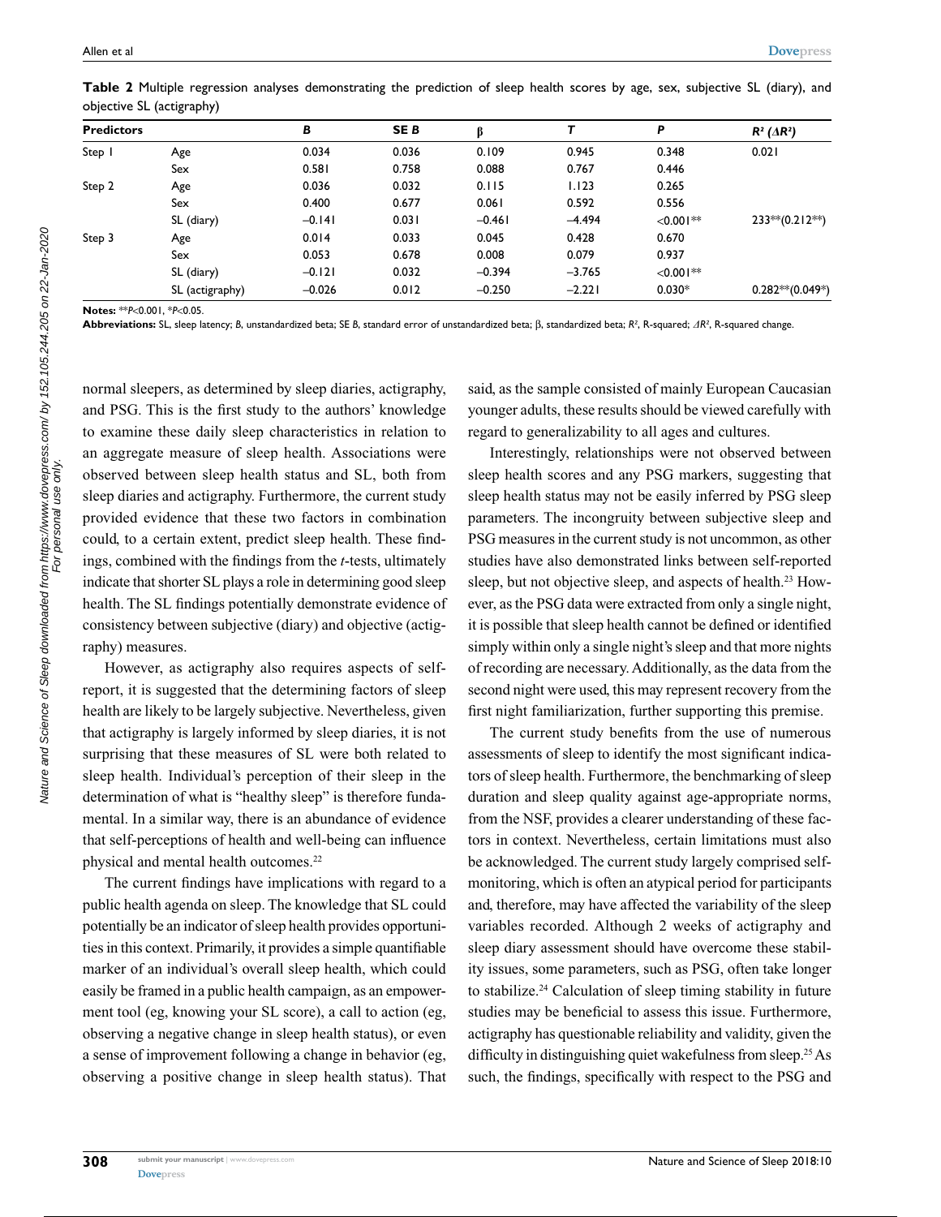**Table 2** Multiple regression analyses demonstrating the prediction of sleep health scores by age, sex, subjective SL (diary), and objective SL (actigraphy)

| Predictors | | *B* | SE *B* | β | *T* | *P* | $R^2$ ($\Delta R^2$) |
|---|---|---|---|---|---|---|---|
| Step 1 | Age | 0.034 | 0.036 | 0.109 | 0.945 | 0.348 | 0.021 |
| | Sex | 0.581 | 0.758 | 0.088 | 0.767 | 0.446 | |
| Step 2 | Age | 0.036 | 0.032 | 0.115 | 1.123 | 0.265 | |
| | Sex | 0.400 | 0.677 | 0.061 | 0.592 | 0.556 | |
| | SL (diary) | −0.141 | 0.031 | −0.461 | −4.494 | <0.001** | 233**(0.212**) |
| Step 3 | Age | 0.014 | 0.033 | 0.045 | 0.428 | 0.670 | |
| | Sex | 0.053 | 0.678 | 0.008 | 0.079 | 0.937 | |
| | SL (diary) | −0.121 | 0.032 | −0.394 | −3.765 | <0.001** | |
| | SL (actigraphy) | −0.026 | 0.012 | −0.250 | −2.221 | 0.030* | 0.282**(0.049*) |

**Notes:** **$P<0.001$, *$P<0.05$.

**Abbreviations:** SL, sleep latency; *B*, unstandardized beta; SE *B*, standard error of unstandardized beta; β, standardized beta; $R^2$, R-squared; $\Delta R^2$, R-squared change.

normal sleepers, as determined by sleep diaries, actigraphy, and PSG. This is the first study to the authors' knowledge to examine these daily sleep characteristics in relation to an aggregate measure of sleep health. Associations were observed between sleep health status and SL, both from sleep diaries and actigraphy. Furthermore, the current study provided evidence that these two factors in combination could, to a certain extent, predict sleep health. These findings, combined with the findings from the *t*-tests, ultimately indicate that shorter SL plays a role in determining good sleep health. The SL findings potentially demonstrate evidence of consistency between subjective (diary) and objective (actigraphy) measures.

However, as actigraphy also requires aspects of self-report, it is suggested that the determining factors of sleep health are likely to be largely subjective. Nevertheless, given that actigraphy is largely informed by sleep diaries, it is not surprising that these measures of SL were both related to sleep health. Individual's perception of their sleep in the determination of what is "healthy sleep" is therefore fundamental. In a similar way, there is an abundance of evidence that self-perceptions of health and well-being can influence physical and mental health outcomes.[22]

The current findings have implications with regard to a public health agenda on sleep. The knowledge that SL could potentially be an indicator of sleep health provides opportunities in this context. Primarily, it provides a simple quantifiable marker of an individual's overall sleep health, which could easily be framed in a public health campaign, as an empowerment tool (eg, knowing your SL score), a call to action (eg, observing a negative change in sleep health status), or even a sense of improvement following a change in behavior (eg, observing a positive change in sleep health status). That said, as the sample consisted of mainly European Caucasian younger adults, these results should be viewed carefully with regard to generalizability to all ages and cultures.

Interestingly, relationships were not observed between sleep health scores and any PSG markers, suggesting that sleep health status may not be easily inferred by PSG sleep parameters. The incongruity between subjective sleep and PSG measures in the current study is not uncommon, as other studies have also demonstrated links between self-reported sleep, but not objective sleep, and aspects of health.[23] However, as the PSG data were extracted from only a single night, it is possible that sleep health cannot be defined or identified simply within only a single night's sleep and that more nights of recording are necessary. Additionally, as the data from the second night were used, this may represent recovery from the first night familiarization, further supporting this premise.

The current study benefits from the use of numerous assessments of sleep to identify the most significant indicators of sleep health. Furthermore, the benchmarking of sleep duration and sleep quality against age-appropriate norms, from the NSF, provides a clearer understanding of these factors in context. Nevertheless, certain limitations must also be acknowledged. The current study largely comprised self-monitoring, which is often an atypical period for participants and, therefore, may have affected the variability of the sleep variables recorded. Although 2 weeks of actigraphy and sleep diary assessment should have overcome these stability issues, some parameters, such as PSG, often take longer to stabilize.[24] Calculation of sleep timing stability in future studies may be beneficial to assess this issue. Furthermore, actigraphy has questionable reliability and validity, given the difficulty in distinguishing quiet wakefulness from sleep.[25] As such, the findings, specifically with respect to the PSG and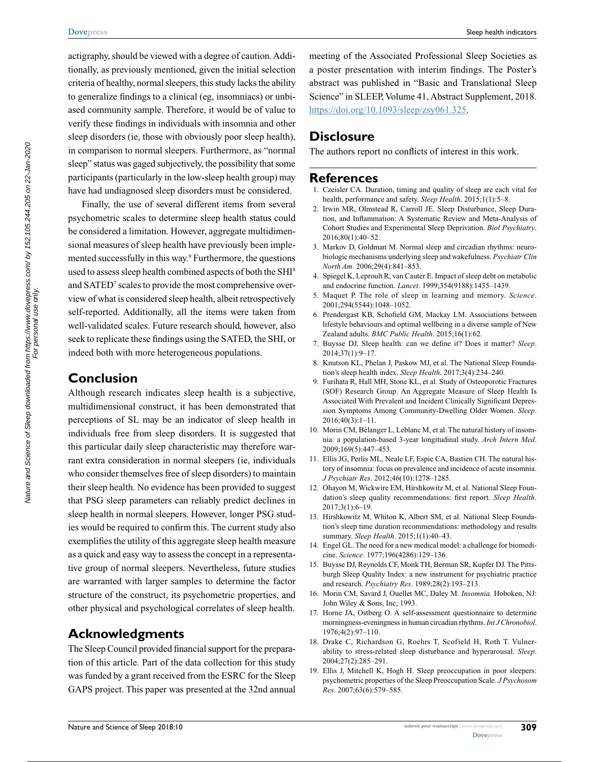actigraphy, should be viewed with a degree of caution. Additionally, as previously mentioned, given the initial selection criteria of healthy, normal sleepers, this study lacks the ability to generalize findings to a clinical (eg, insomniacs) or unbiased community sample. Therefore, it would be of value to verify these findings in individuals with insomnia and other sleep disorders (ie, those with obviously poor sleep health), in comparison to normal sleepers. Furthermore, as "normal sleep" status was gaged subjectively, the possibility that some participants (particularly in the low-sleep health group) may have had undiagnosed sleep disorders must be considered.

Finally, the use of several different items from several psychometric scales to determine sleep health status could be considered a limitation. However, aggregate multidimensional measures of sleep health have previously been implemented successfully in this way.[9] Furthermore, the questions used to assess sleep health combined aspects of both the SHI[8] and SATED[7] scales to provide the most comprehensive overview of what is considered sleep health, albeit retrospectively self-reported. Additionally, all the items were taken from well-validated scales. Future research should, however, also seek to replicate these findings using the SATED, the SHI, or indeed both with more heterogeneous populations.

## Conclusion

Although research indicates sleep health is a subjective, multidimensional construct, it has been demonstrated that perceptions of SL may be an indicator of sleep health in individuals free from sleep disorders. It is suggested that this particular daily sleep characteristic may therefore warrant extra consideration in normal sleepers (ie, individuals who consider themselves free of sleep disorders) to maintain their sleep health. No evidence has been provided to suggest that PSG sleep parameters can reliably predict declines in sleep health in normal sleepers. However, longer PSG studies would be required to confirm this. The current study also exemplifies the utility of this aggregate sleep health measure as a quick and easy way to assess the concept in a representative group of normal sleepers. Nevertheless, future studies are warranted with larger samples to determine the factor structure of the construct, its psychometric properties, and other physical and psychological correlates of sleep health.

## Acknowledgments

The Sleep Council provided financial support for the preparation of this article. Part of the data collection for this study was funded by a grant received from the ESRC for the Sleep GAPS project. This paper was presented at the 32nd annual meeting of the Associated Professional Sleep Societies as a poster presentation with interim findings. The Poster's abstract was published in "Basic and Translational Sleep Science" in SLEEP, Volume 41, Abstract Supplement, 2018. https://doi.org/10.1093/sleep/zsy061.325.

## Disclosure

The authors report no conflicts of interest in this work.

## References

1. Czeisler CA. Duration, timing and quality of sleep are each vital for health, performance and safety. *Sleep Health*. 2015;1(1):5–8.
2. Irwin MR, Olmstead R, Carroll JE. Sleep Disturbance, Sleep Duration, and Inflammation: A Systematic Review and Meta-Analysis of Cohort Studies and Experimental Sleep Deprivation. *Biol Psychiatry*. 2016;80(1):40–52.
3. Markov D, Goldman M. Normal sleep and circadian rhythms: neurobiologic mechanisms underlying sleep and wakefulness. *Psychiatr Clin North Am*. 2006;29(4):841–853.
4. Spiegel K, Leproult R, van Cauter E. Impact of sleep debt on metabolic and endocrine function. *Lancet*. 1999;354(9188):1435–1439.
5. Maquet P. The role of sleep in learning and memory. *Science*. 2001;294(5544):1048–1052.
6. Prendergast KB, Schofield GM, Mackay LM. Associations between lifestyle behaviours and optimal wellbeing in a diverse sample of New Zealand adults. *BMC Public Health*. 2015;16(1):62.
7. Buysse DJ. Sleep health: can we define it? Does it matter? *Sleep*. 2014;37(1):9–17.
8. Knutson KL, Phelan J, Paskow MJ, et al. The National Sleep Foundation's sleep health index. *Sleep Health*. 2017;3(4):234–240.
9. Furihata R, Hall MH, Stone KL, et al. Study of Osteoporotic Fractures (SOF) Research Group. An Aggregate Measure of Sleep Health Is Associated With Prevalent and Incident Clinically Significant Depression Symptoms Among Community-Dwelling Older Women. *Sleep*. 2016;40(3):1–11.
10. Morin CM, Bélanger L, Leblanc M, et al. The natural history of insomnia: a population-based 3-year longitudinal study. *Arch Intern Med*. 2009;169(5):447–453.
11. Ellis JG, Perlis ML, Neale LF, Espie CA, Bastien CH. The natural history of insomnia: focus on prevalence and incidence of acute insomnia. *J Psychiatr Res*. 2012;46(10):1278–1285.
12. Ohayon M, Wickwire EM, Hirshkowitz M, et al. National Sleep Foundation's sleep quality recommendations: first report. *Sleep Health*. 2017;3(1):6–19.
13. Hirshkowitz M, Whiton K, Albert SM, et al. National Sleep Foundation's sleep time duration recommendations: methodology and results summary. *Sleep Health*. 2015;1(1):40–43.
14. Engel GL. The need for a new medical model: a challenge for biomedicine. *Science*. 1977;196(4286):129–136.
15. Buysse DJ, Reynolds CF, Monk TH, Berman SR, Kupfer DJ. The Pittsburgh Sleep Quality Index: a new instrument for psychiatric practice and research. *Psychiatry Res*. 1989;28(2):193–213.
16. Morin CM, Savard J, Ouellet MC, Daley M. *Insomnia.* Hoboken, NJ: John Wiley & Sons, Inc; 1993.
17. Horne JA, Ostberg O. A self-assessment questionnaire to determine morningness-eveningness in human circadian rhythms. *Int J Chronobiol*. 1976;4(2):97–110.
18. Drake C, Richardson G, Roehrs T, Scofield H, Roth T. Vulnerability to stress-related sleep disturbance and hyperarousal. *Sleep*. 2004;27(2):285–291.
19. Ellis J, Mitchell K, Hogh H. Sleep preoccupation in poor sleepers: psychometric properties of the Sleep Preoccupation Scale. *J Psychosom Res*. 2007;63(6):579–585.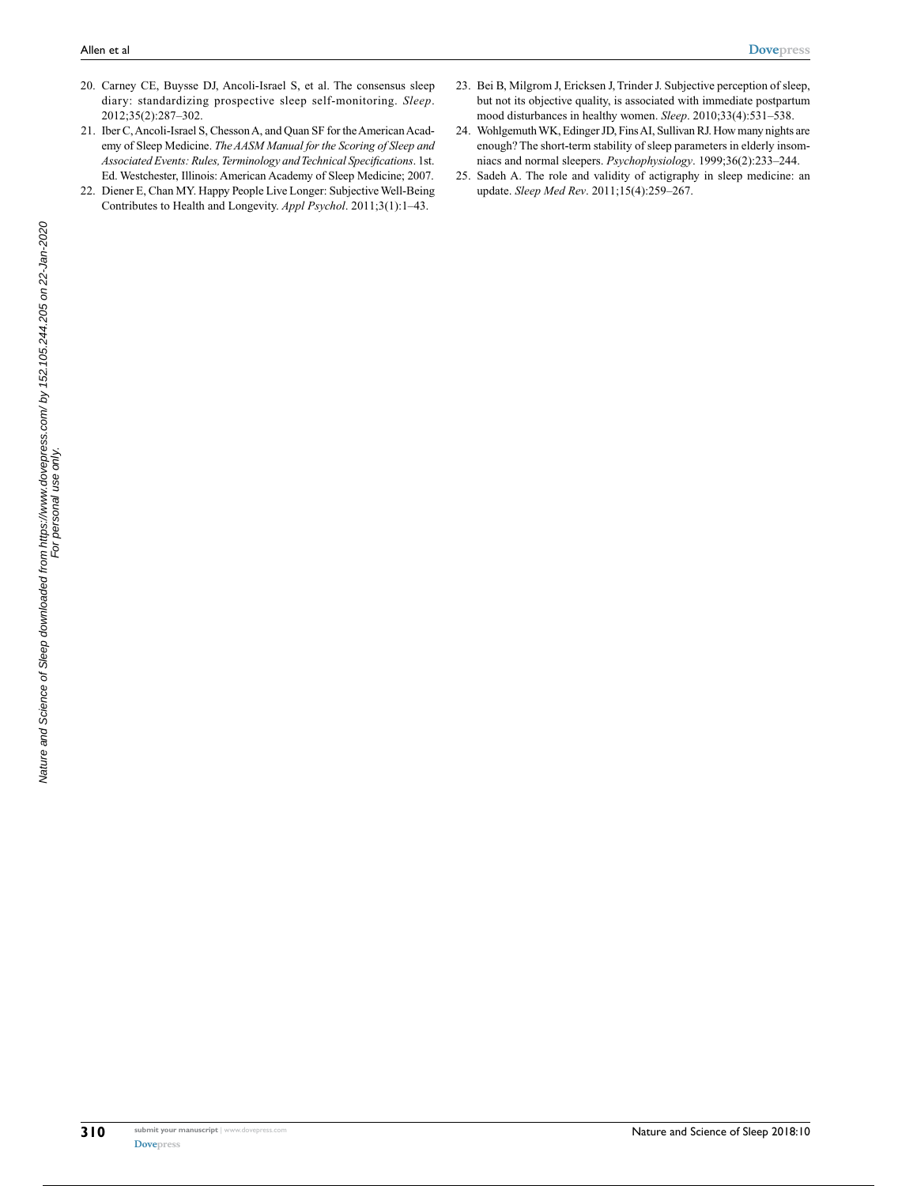20. Carney CE, Buysse DJ, Ancoli-Israel S, et al. The consensus sleep diary: standardizing prospective sleep self-monitoring. *Sleep*. 2012;35(2):287–302.
21. Iber C, Ancoli-Israel S, Chesson A, and Quan SF for the American Academy of Sleep Medicine. *The AASM Manual for the Scoring of Sleep and Associated Events: Rules, Terminology and Technical Specifications*. 1st. Ed. Westchester, Illinois: American Academy of Sleep Medicine; 2007.
22. Diener E, Chan MY. Happy People Live Longer: Subjective Well-Being Contributes to Health and Longevity. *Appl Psychol*. 2011;3(1):1–43.
23. Bei B, Milgrom J, Ericksen J, Trinder J. Subjective perception of sleep, but not its objective quality, is associated with immediate postpartum mood disturbances in healthy women. *Sleep*. 2010;33(4):531–538.
24. Wohlgemuth WK, Edinger JD, Fins AI, Sullivan RJ. How many nights are enough? The short-term stability of sleep parameters in elderly insomniacs and normal sleepers. *Psychophysiology*. 1999;36(2):233–244.
25. Sadeh A. The role and validity of actigraphy in sleep medicine: an update. *Sleep Med Rev*. 2011;15(4):259–267.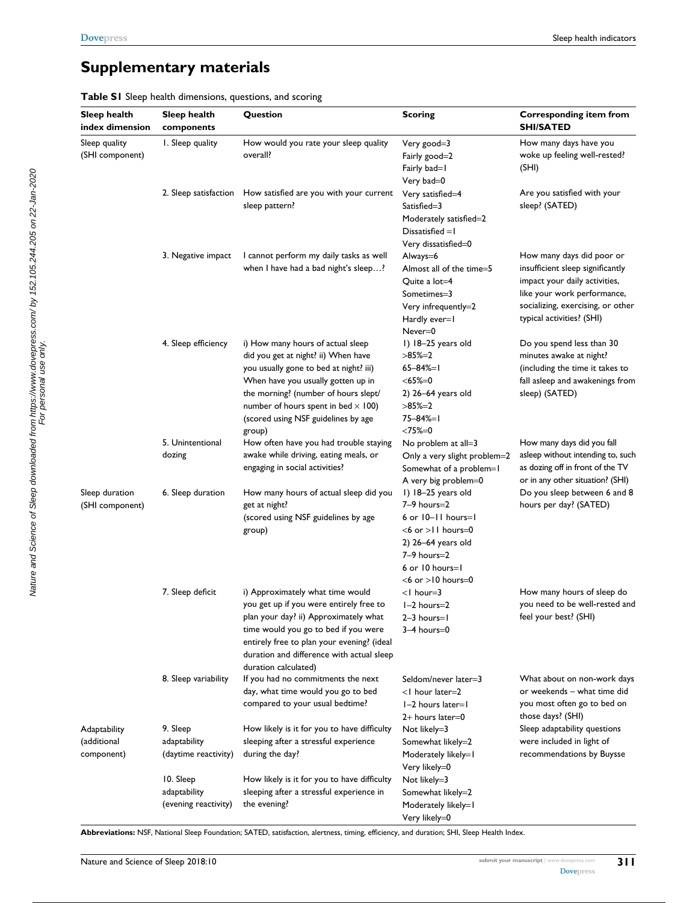## Supplementary materials

**Table S1** Sleep health dimensions, questions, and scoring

| Sleep health index dimension | Sleep health components | Question | Scoring | Corresponding item from SHI/SATED |
|---|---|---|---|---|
| Sleep quality (SHI component) | 1. Sleep quality | How would you rate your sleep quality overall? | Very good=3<br>Fairly good=2<br>Fairly bad=1<br>Very bad=0 | How many days have you woke up feeling well-rested? (SHI) |
| | 2. Sleep satisfaction | How satisfied are you with your current sleep pattern? | Very satisfied=4<br>Satisfied=3<br>Moderately satisfied=2<br>Dissatisfied =1<br>Very dissatisfied=0 | Are you satisfied with your sleep? (SATED) |
| | 3. Negative impact | I cannot perform my daily tasks as well when I have had a bad night's sleep…? | Always=6<br>Almost all of the time=5<br>Quite a lot=4<br>Sometimes=3<br>Very infrequently=2<br>Hardly ever=1<br>Never=0 | How many days did poor or insufficient sleep significantly impact your daily activities, like your work performance, socializing, exercising, or other typical activities? (SHI) |
| | 4. Sleep efficiency | i) How many hours of actual sleep did you get at night? ii) When have you usually gone to bed at night? iii) When have you usually gotten up in the morning? (number of hours slept/number of hours spent in bed × 100) (scored using NSF guidelines by age group) | 1) 18–25 years old<br>>85%=2<br>65–84%=1<br><65%=0<br>2) 26–64 years old<br>>85%=2<br>75–84%=1<br><75%=0 | Do you spend less than 30 minutes awake at night? (including the time it takes to fall asleep and awakenings from sleep) (SATED) |
| | 5. Unintentional dozing | How often have you had trouble staying awake while driving, eating meals, or engaging in social activities? | No problem at all=3<br>Only a very slight problem=2<br>Somewhat of a problem=1<br>A very big problem=0 | How many days did you fall asleep without intending to, such as dozing off in front of the TV or in any other situation? (SHI) |
| Sleep duration (SHI component) | 6. Sleep duration | How many hours of actual sleep did you get at night?<br>(scored using NSF guidelines by age group) | 1) 18–25 years old<br>7–9 hours=2<br>6 or 10–11 hours=1<br><6 or >11 hours=0<br>2) 26–64 years old<br>7–9 hours=2<br>6 or 10 hours=1<br><6 or >10 hours=0 | Do you sleep between 6 and 8 hours per day? (SATED) |
| | 7. Sleep deficit | i) Approximately what time would you get up if you were entirely free to plan your day? ii) Approximately what time would you go to bed if you were entirely free to plan your evening? (ideal duration and difference with actual sleep duration calculated) | <1 hour=3<br>1–2 hours=2<br>2–3 hours=1<br>3–4 hours=0 | How many hours of sleep do you need to be well-rested and feel your best? (SHI) |
| | 8. Sleep variability | If you had no commitments the next day, what time would you go to bed compared to your usual bedtime? | Seldom/never later=3<br><1 hour later=2<br>1–2 hours later=1<br>2+ hours later=0 | What about on non-work days or weekends – what time did you most often go to bed on those days? (SHI) |
| Adaptability (additional component) | 9. Sleep adaptability (daytime reactivity) | How likely is it for you to have difficulty sleeping after a stressful experience during the day? | Not likely=3<br>Somewhat likely=2<br>Moderately likely=1<br>Very likely=0 | Sleep adaptability questions were included in light of recommendations by Buysse |
| | 10. Sleep adaptability (evening reactivity) | How likely is it for you to have difficulty sleeping after a stressful experience in the evening? | Not likely=3<br>Somewhat likely=2<br>Moderately likely=1<br>Very likely=0 | |

**Abbreviations:** NSF, National Sleep Foundation; SATED, satisfaction, alertness, timing, efficiency, and duration; SHI, Sleep Health Index.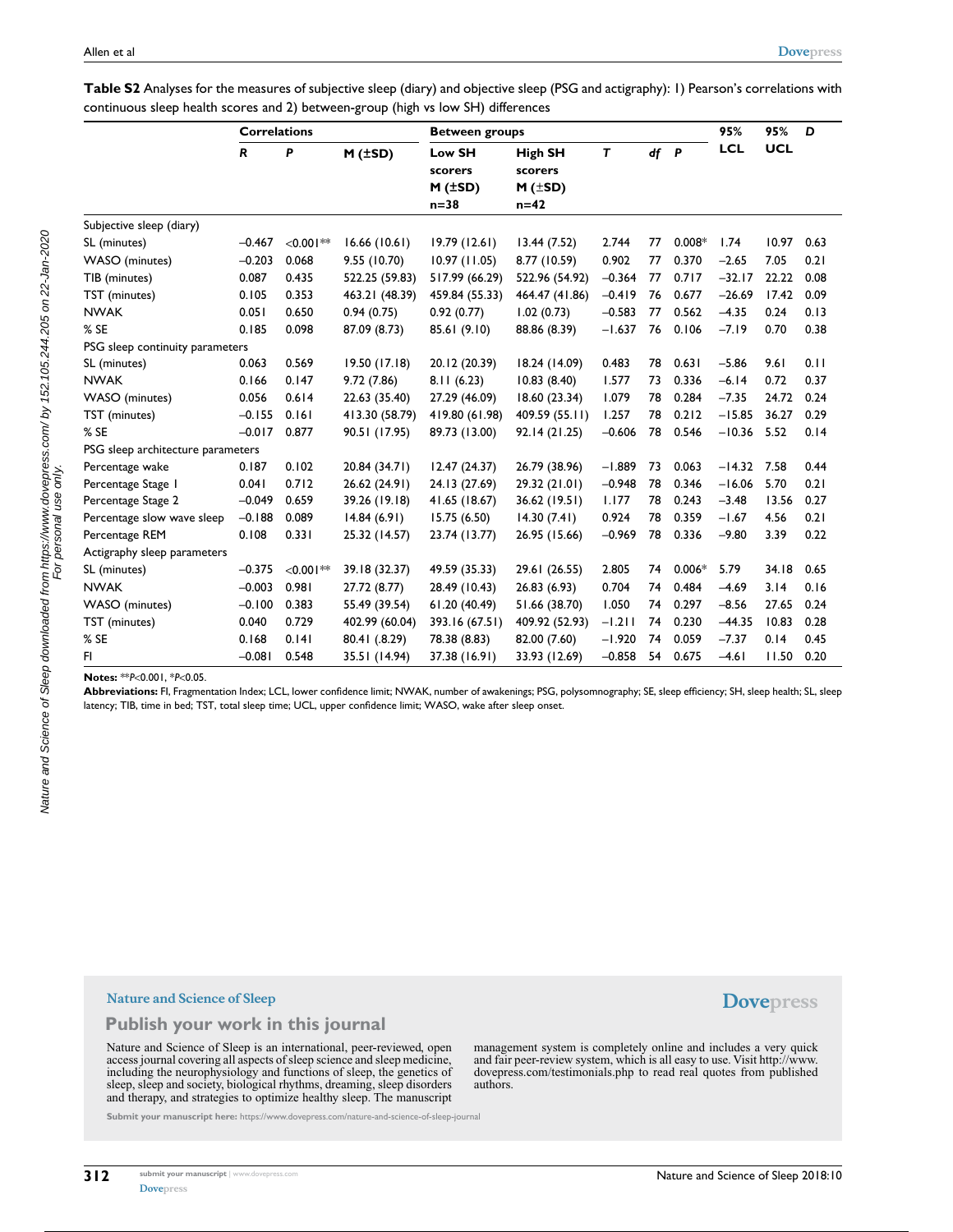**Table S2** Analyses for the measures of subjective sleep (diary) and objective sleep (PSG and actigraphy): 1) Pearson's correlations with continuous sleep health scores and 2) between-group (high vs low SH) differences

| | Correlations | | | Between groups | | | | | 95% | 95% | D |
|---|---|---|---|---|---|---|---|---|---|---|---|
| | R | P | M (±SD) | Low SH scorers M (±SD) n=38 | High SH scorers M (±SD) n=42 | T | df | P | LCL | UCL | |
| Subjective sleep (diary) | | | | | | | | | | | |
| SL (minutes) | −0.467 | <0.001** | 16.66 (10.61) | 19.79 (12.61) | 13.44 (7.52) | 2.744 | 77 | 0.008* | 1.74 | 10.97 | 0.63 |
| WASO (minutes) | −0.203 | 0.068 | 9.55 (10.70) | 10.97 (11.05) | 8.77 (10.59) | 0.902 | 77 | 0.370 | −2.65 | 7.05 | 0.21 |
| TIB (minutes) | 0.087 | 0.435 | 522.25 (59.83) | 517.99 (66.29) | 522.96 (54.92) | −0.364 | 77 | 0.717 | −32.17 | 22.22 | 0.08 |
| TST (minutes) | 0.105 | 0.353 | 463.21 (48.39) | 459.84 (55.33) | 464.47 (41.86) | −0.419 | 76 | 0.677 | −26.69 | 17.42 | 0.09 |
| NWAK | 0.051 | 0.650 | 0.94 (0.75) | 0.92 (0.77) | 1.02 (0.73) | −0.583 | 77 | 0.562 | −4.35 | 0.24 | 0.13 |
| % SE | 0.185 | 0.098 | 87.09 (8.73) | 85.61 (9.10) | 88.86 (8.39) | −1.637 | 76 | 0.106 | −7.19 | 0.70 | 0.38 |
| PSG sleep continuity parameters | | | | | | | | | | | |
| SL (minutes) | 0.063 | 0.569 | 19.50 (17.18) | 20.12 (20.39) | 18.24 (14.09) | 0.483 | 78 | 0.631 | −5.86 | 9.61 | 0.11 |
| NWAK | 0.166 | 0.147 | 9.72 (7.86) | 8.11 (6.23) | 10.83 (8.40) | 1.577 | 73 | 0.336 | −6.14 | 0.72 | 0.37 |
| WASO (minutes) | 0.056 | 0.614 | 22.63 (35.40) | 27.29 (46.09) | 18.60 (23.34) | 1.079 | 78 | 0.284 | −7.35 | 24.72 | 0.24 |
| TST (minutes) | −0.155 | 0.161 | 413.30 (58.79) | 419.80 (61.98) | 409.59 (55.11) | 1.257 | 78 | 0.212 | −15.85 | 36.27 | 0.29 |
| % SE | −0.017 | 0.877 | 90.51 (17.95) | 89.73 (13.00) | 92.14 (21.25) | −0.606 | 78 | 0.546 | −10.36 | 5.52 | 0.14 |
| PSG sleep architecture parameters | | | | | | | | | | | |
| Percentage wake | 0.187 | 0.102 | 20.84 (34.71) | 12.47 (24.37) | 26.79 (38.96) | −1.889 | 73 | 0.063 | −14.32 | 7.58 | 0.44 |
| Percentage Stage 1 | 0.041 | 0.712 | 26.62 (24.91) | 24.13 (27.69) | 29.32 (21.01) | −0.948 | 78 | 0.346 | −16.06 | 5.70 | 0.21 |
| Percentage Stage 2 | −0.049 | 0.659 | 39.26 (19.18) | 41.65 (18.67) | 36.62 (19.51) | 1.177 | 78 | 0.243 | −3.48 | 13.56 | 0.27 |
| Percentage slow wave sleep | −0.188 | 0.089 | 14.84 (6.91) | 15.75 (6.50) | 14.30 (7.41) | 0.924 | 78 | 0.359 | −1.67 | 4.56 | 0.21 |
| Percentage REM | 0.108 | 0.331 | 25.32 (14.57) | 23.74 (13.77) | 26.95 (15.66) | −0.969 | 78 | 0.336 | −9.80 | 3.39 | 0.22 |
| Actigraphy sleep parameters | | | | | | | | | | | |
| SL (minutes) | −0.375 | <0.001** | 39.18 (32.37) | 49.59 (35.33) | 29.61 (26.55) | 2.805 | 74 | 0.006* | 5.79 | 34.18 | 0.65 |
| NWAK | −0.003 | 0.981 | 27.72 (8.77) | 28.49 (10.43) | 26.83 (6.93) | 0.704 | 74 | 0.484 | −4.69 | 3.14 | 0.16 |
| WASO (minutes) | −0.100 | 0.383 | 55.49 (39.54) | 61.20 (40.49) | 51.66 (38.70) | 1.050 | 74 | 0.297 | −8.56 | 27.65 | 0.24 |
| TST (minutes) | 0.040 | 0.729 | 402.99 (60.04) | 393.16 (67.51) | 409.92 (52.93) | −1.211 | 74 | 0.230 | −44.35 | 10.83 | 0.28 |
| % SE | 0.168 | 0.141 | 80.41 (.8.29) | 78.38 (8.83) | 82.00 (7.60) | −1.920 | 74 | 0.059 | −7.37 | 0.14 | 0.45 |
| FI | −0.081 | 0.548 | 35.51 (14.94) | 37.38 (16.91) | 33.93 (12.69) | −0.858 | 54 | 0.675 | −4.61 | 11.50 | 0.20 |

**Notes:** $^{**}P<0.001$, $^{*}P<0.05$.

**Abbreviations:** FI, Fragmentation Index; LCL, lower confidence limit; NWAK, number of awakenings; PSG, polysomnography; SE, sleep efficiency; SH, sleep health; SL, sleep latency; TIB, time in bed; TST, total sleep time; UCL, upper confidence limit; WASO, wake after sleep onset.

**Nature and Science of Sleep**

**Publish your work in this journal**

Nature and Science of Sleep is an international, peer-reviewed, open access journal covering all aspects of sleep science and sleep medicine, including the neurophysiology and functions of sleep, the genetics of sleep, sleep and society, biological rhythms, dreaming, sleep disorders and therapy, and strategies to optimize healthy sleep. The manuscript management system is completely online and includes a very quick and fair peer-review system, which is all easy to use. Visit http://www.dovepress.com/testimonials.php to read real quotes from published authors.

**Submit your manuscript here:** https://www.dovepress.com/nature-and-science-of-sleep-journal